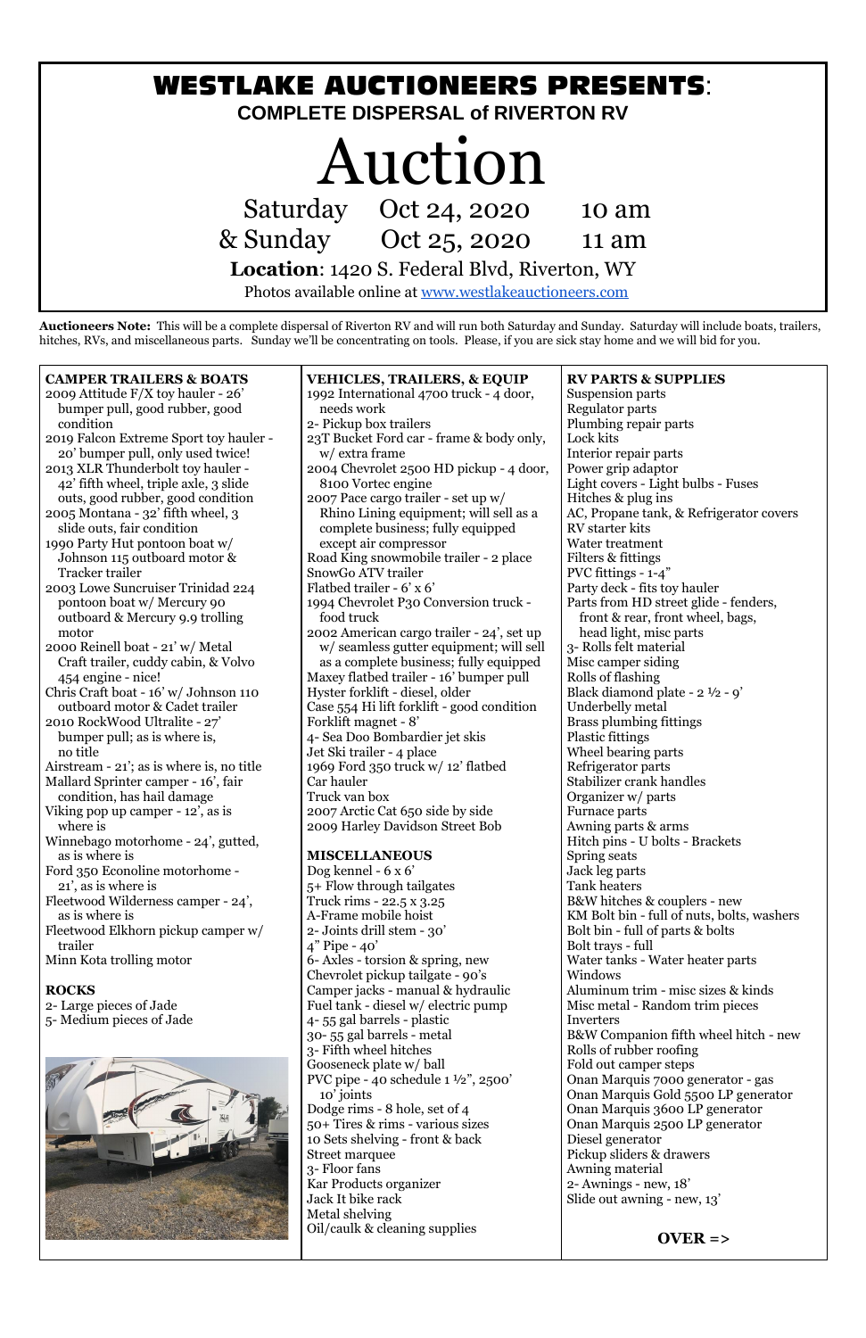# WESTLAKE AUCTIONEERS PRESENTS:

## COMPLETE DISPERSAL of RIVERTON RV

# Auction

Saturday Oct 24, 2020 10 am
& Sunday Oct 25, 2020 11 am

**Location**: 1420 S. Federal Blvd, Riverton, WY

Photos available online at www.westlakeauctioneers.com

**Auctioneers Note:** This will be a complete dispersal of Riverton RV and will run both Saturday and Sunday. Saturday will include boats, trailers, hitches, RVs, and miscellaneous parts. Sunday we'll be concentrating on tools. Please, if you are sick stay home and we will bid for you.

**CAMPER TRAILERS & BOATS**

- 2009 Attitude F/X toy hauler - 26' bumper pull, good rubber, good condition
- 2019 Falcon Extreme Sport toy hauler - 20' bumper pull, only used twice!
- 2013 XLR Thunderbolt toy hauler - 42' fifth wheel, triple axle, 3 slide outs, good rubber, good condition
- 2005 Montana - 32' fifth wheel, 3 slide outs, fair condition
- 1990 Party Hut pontoon boat w/ Johnson 115 outboard motor & Tracker trailer
- 2003 Lowe Suncruiser Trinidad 224 pontoon boat w/ Mercury 90 outboard & Mercury 9.9 trolling motor
- 2000 Reinell boat - 21' w/ Metal Craft trailer, cuddy cabin, & Volvo 454 engine - nice!
- Chris Craft boat - 16' w/ Johnson 110 outboard motor & Cadet trailer
- 2010 RockWood Ultralite - 27' bumper pull; as is where is, no title
- Airstream - 21'; as is where is, no title
- Mallard Sprinter camper - 16', fair condition, has hail damage
- Viking pop up camper - 12', as is where is
- Winnebago motorhome - 24', gutted, as is where is
- Ford 350 Econoline motorhome - 21', as is where is
- Fleetwood Wilderness camper - 24', as is where is
- Fleetwood Elkhorn pickup camper w/ trailer
- Minn Kota trolling motor

**ROCKS**

- 2- Large pieces of Jade
- 5- Medium pieces of Jade

**VEHICLES, TRAILERS, & EQUIP**

- 1992 International 4700 truck - 4 door, needs work
- 2- Pickup box trailers
- 23T Bucket Ford car - frame & body only, w/ extra frame
- 2004 Chevrolet 2500 HD pickup - 4 door, 8100 Vortec engine
- 2007 Pace cargo trailer - set up w/ Rhino Lining equipment; will sell as a complete business; fully equipped except air compressor
- Road King snowmobile trailer - 2 place
- SnowGo ATV trailer
- Flatbed trailer - 6' x 6'
- 1994 Chevrolet P30 Conversion truck - food truck
- 2002 American cargo trailer - 24', set up w/ seamless gutter equipment; will sell as a complete business; fully equipped
- Maxey flatbed trailer - 16' bumper pull
- Hyster forklift - diesel, older
- Case 554 Hi lift forklift - good condition
- Forklift magnet - 8'
- 4- Sea Doo Bombardier jet skis
- Jet Ski trailer - 4 place
- 1969 Ford 350 truck w/ 12' flatbed
- Car hauler
- Truck van box
- 2007 Arctic Cat 650 side by side
- 2009 Harley Davidson Street Bob

**MISCELLANEOUS**

- Dog kennel - 6 x 6'
- 5+ Flow through tailgates
- Truck rims - 22.5 x 3.25
- A-Frame mobile hoist
- 2- Joints drill stem - 30'
- 4" Pipe - 40'
- 6- Axles - torsion & spring, new
- Chevrolet pickup tailgate - 90's
- Camper jacks - manual & hydraulic
- Fuel tank - diesel w/ electric pump
- 4- 55 gal barrels - plastic
- 30- 55 gal barrels - metal
- 3- Fifth wheel hitches
- Gooseneck plate w/ ball
- PVC pipe - 40 schedule 1 ½", 2500' 10' joints
- Dodge rims - 8 hole, set of 4
- 50+ Tires & rims - various sizes
- 10 Sets shelving - front & back
- Street marquee
- 3- Floor fans
- Kar Products organizer
- Jack It bike rack
- Metal shelving
- Oil/caulk & cleaning supplies

**RV PARTS & SUPPLIES**

- Suspension parts
- Regulator parts
- Plumbing repair parts
- Lock kits
- Interior repair parts
- Power grip adaptor
- Light covers - Light bulbs - Fuses
- Hitches & plug ins
- AC, Propane tank, & Refrigerator covers
- RV starter kits
- Water treatment
- Filters & fittings
- PVC fittings - 1-4"
- Party deck - fits toy hauler
- Parts from HD street glide - fenders, front & rear, front wheel, bags, head light, misc parts
- 3- Rolls felt material
- Misc camper siding
- Rolls of flashing
- Black diamond plate - 2 ½ - 9'
- Underbelly metal
- Brass plumbing fittings
- Plastic fittings
- Wheel bearing parts
- Refrigerator parts
- Stabilizer crank handles
- Organizer w/ parts
- Furnace parts
- Awning parts & arms
- Hitch pins - U bolts - Brackets
- Spring seats
- Jack leg parts
- Tank heaters
- B&W hitches & couplers - new
- KM Bolt bin - full of nuts, bolts, washers
- Bolt bin - full of parts & bolts
- Bolt trays - full
- Water tanks - Water heater parts
- Windows
- Aluminum trim - misc sizes & kinds
- Misc metal - Random trim pieces
- Inverters
- B&W Companion fifth wheel hitch - new
- Rolls of rubber roofing
- Fold out camper steps
- Onan Marquis 7000 generator - gas
- Onan Marquis Gold 5500 LP generator
- Onan Marquis 3600 LP generator
- Onan Marquis 2500 LP generator
- Diesel generator
- Pickup sliders & drawers
- Awning material
- 2- Awnings - new, 18'
- Slide out awning - new, 13'

**OVER =>**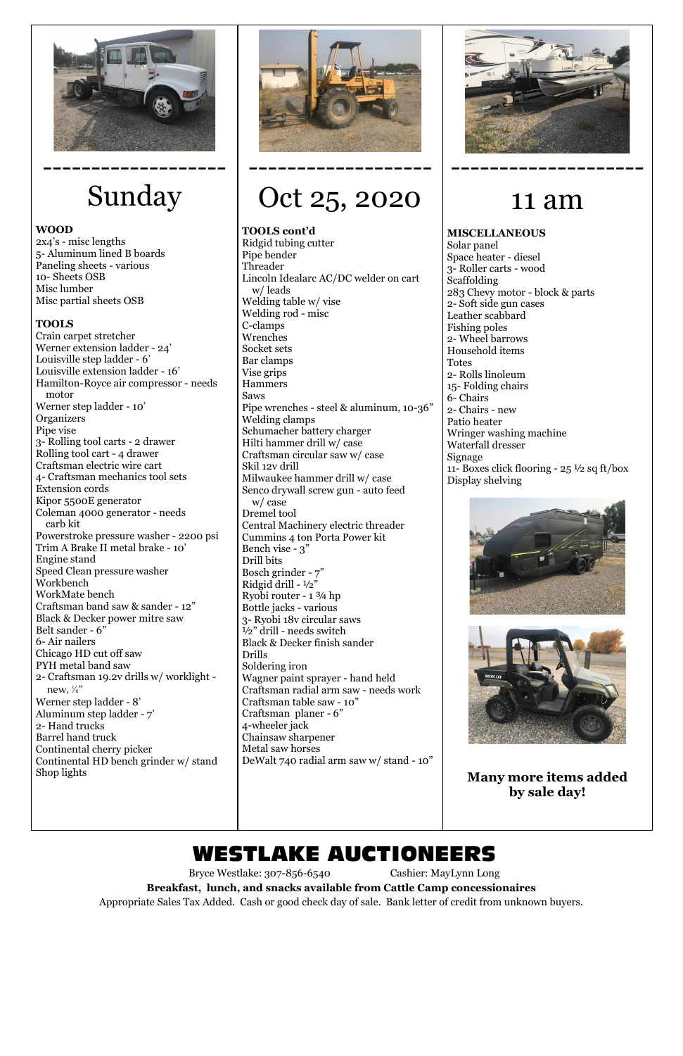# Sunday Oct 25, 2020 11 am

**WOOD**
2x4's - misc lengths
5- Aluminum lined B boards
Paneling sheets - various
10- Sheets OSB
Misc lumber
Misc partial sheets OSB

**TOOLS**
Crain carpet stretcher
Werner extension ladder - 24'
Louisville step ladder - 6'
Louisville extension ladder - 16'
Hamilton-Royce air compressor - needs motor
Werner step ladder - 10'
Organizers
Pipe vise
3- Rolling tool carts - 2 drawer
Rolling tool cart - 4 drawer
Craftsman electric wire cart
4- Craftsman mechanics tool sets
Extension cords
Kipor 5500E generator
Coleman 4000 generator - needs carb kit
Powerstroke pressure washer - 2200 psi
Trim A Brake II metal brake - 10'
Engine stand
Speed Clean pressure washer
Workbench
WorkMate bench
Craftsman band saw & sander - 12"
Black & Decker power mitre saw
Belt sander - 6"
6- Air nailers
Chicago HD cut off saw
PYH metal band saw
2- Craftsman 19.2v drills w/ worklight - new, ⅜"
Werner step ladder - 8'
Aluminum step ladder - 7'
2- Hand trucks
Barrel hand truck
Continental cherry picker
Continental HD bench grinder w/ stand
Shop lights

**TOOLS cont'd**
Ridgid tubing cutter
Pipe bender
Threader
Lincoln Idealarc AC/DC welder on cart w/ leads
Welding table w/ vise
Welding rod - misc
C-clamps
Wrenches
Socket sets
Bar clamps
Vise grips
Hammers
Saws
Pipe wrenches - steel & aluminum, 10-36"
Welding clamps
Schumacher battery charger
Hilti hammer drill w/ case
Craftsman circular saw w/ case
Skil 12v drill
Milwaukee hammer drill w/ case
Senco drywall screw gun - auto feed w/ case
Dremel tool
Central Machinery electric threader
Cummins 4 ton Porta Power kit
Bench vise - 3"
Drill bits
Bosch grinder - 7"
Ridgid drill - ½"
Ryobi router - 1 ¾ hp
Bottle jacks - various
3- Ryobi 18v circular saws
½" drill - needs switch
Black & Decker finish sander
Drills
Soldering iron
Wagner paint sprayer - hand held
Craftsman radial arm saw - needs work
Craftsman table saw - 10"
Craftsman planer - 6"
4-wheeler jack
Chainsaw sharpener
Metal saw horses
DeWalt 740 radial arm saw w/ stand - 10"

**MISCELLANEOUS**
Solar panel
Space heater - diesel
3- Roller carts - wood
Scaffolding
283 Chevy motor - block & parts
2- Soft side gun cases
Leather scabbard
Fishing poles
2- Wheel barrows
Household items
Totes
2- Rolls linoleum
15- Folding chairs
6- Chairs
2- Chairs - new
Patio heater
Wringer washing machine
Waterfall dresser
Signage
11- Boxes click flooring - 25 ½ sq ft/box
Display shelving

**Many more items added by sale day!**

# WESTLAKE AUCTIONEERS

Bryce Westlake: 307-856-6540 Cashier: MayLynn Long

**Breakfast, lunch, and snacks available from Cattle Camp concessionaires**

Appropriate Sales Tax Added. Cash or good check day of sale. Bank letter of credit from unknown buyers.